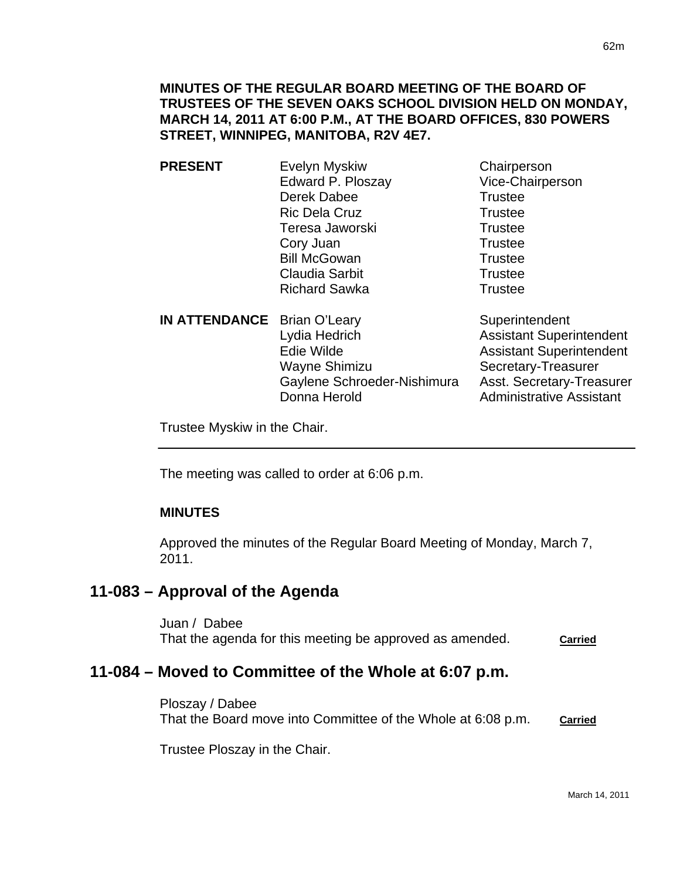**MINUTES OF THE REGULAR BOARD MEETING OF THE BOARD OF TRUSTEES OF THE SEVEN OAKS SCHOOL DIVISION HELD ON MONDAY, MARCH 14, 2011 AT 6:00 P.M., AT THE BOARD OFFICES, 830 POWERS STREET, WINNIPEG, MANITOBA, R2V 4E7.**

| | | |
|---|---|---|
| **PRESENT** | Evelyn Myskiw | Chairperson |
| | Edward P. Ploszay | Vice-Chairperson |
| | Derek Dabee | Trustee |
| | Ric Dela Cruz | Trustee |
| | Teresa Jaworski | Trustee |
| | Cory Juan | Trustee |
| | Bill McGowan | Trustee |
| | Claudia Sarbit | Trustee |
| | Richard Sawka | Trustee |
| **IN ATTENDANCE** | Brian O'Leary | Superintendent |
| | Lydia Hedrich | Assistant Superintendent |
| | Edie Wilde | Assistant Superintendent |
| | Wayne Shimizu | Secretary-Treasurer |
| | Gaylene Schroeder-Nishimura | Asst. Secretary-Treasurer |
| | Donna Herold | Administrative Assistant |

Trustee Myskiw in the Chair.

---

The meeting was called to order at 6:06 p.m.

**MINUTES**

Approved the minutes of the Regular Board Meeting of Monday, March 7, 2011.

## 11-083 – Approval of the Agenda

Juan / Dabee
That the agenda for this meeting be approved as amended. **Carried**

## 11-084 – Moved to Committee of the Whole at 6:07 p.m.

Ploszay / Dabee
That the Board move into Committee of the Whole at 6:08 p.m. **Carried**

Trustee Ploszay in the Chair.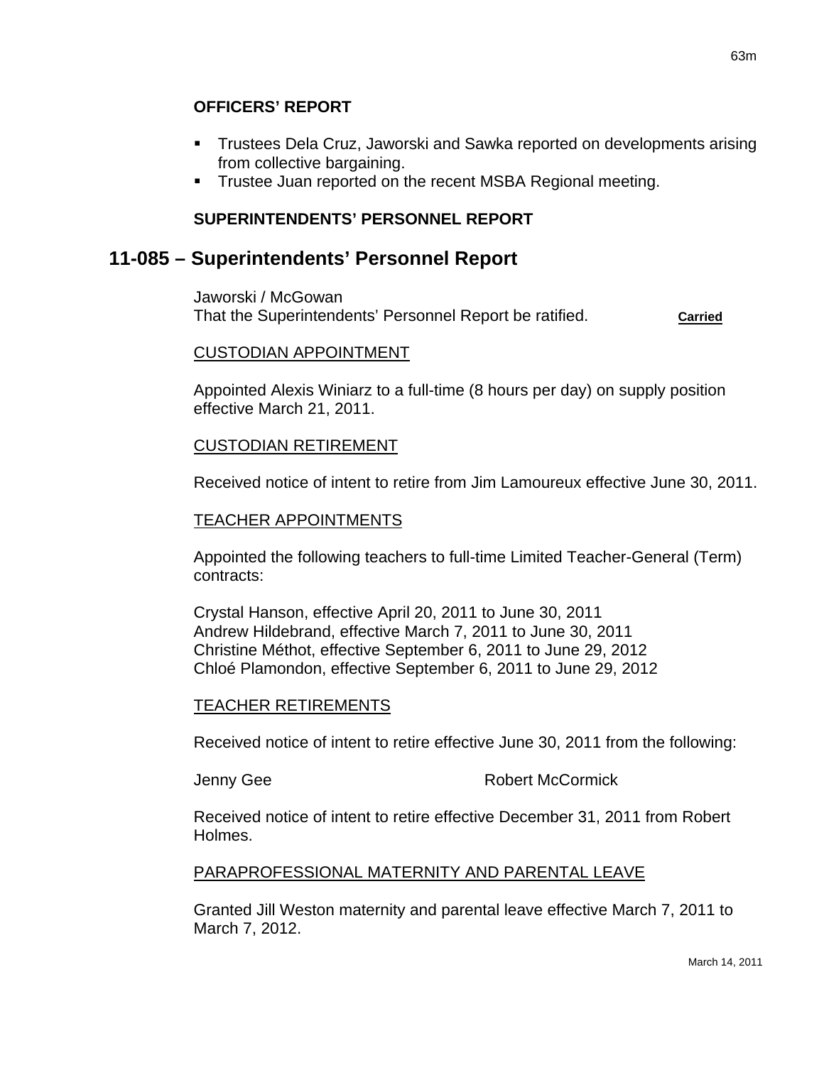**OFFICERS' REPORT**

- Trustees Dela Cruz, Jaworski and Sawka reported on developments arising from collective bargaining.
- Trustee Juan reported on the recent MSBA Regional meeting.

**SUPERINTENDENTS' PERSONNEL REPORT**

## 11-085 – Superintendents' Personnel Report

Jaworski / McGowan
That the Superintendents' Personnel Report be ratified. **Carried**

CUSTODIAN APPOINTMENT

Appointed Alexis Winiarz to a full-time (8 hours per day) on supply position effective March 21, 2011.

CUSTODIAN RETIREMENT

Received notice of intent to retire from Jim Lamoureux effective June 30, 2011.

TEACHER APPOINTMENTS

Appointed the following teachers to full-time Limited Teacher-General (Term) contracts:

Crystal Hanson, effective April 20, 2011 to June 30, 2011
Andrew Hildebrand, effective March 7, 2011 to June 30, 2011
Christine Méthot, effective September 6, 2011 to June 29, 2012
Chloé Plamondon, effective September 6, 2011 to June 29, 2012

TEACHER RETIREMENTS

Received notice of intent to retire effective June 30, 2011 from the following:

Jenny Gee
Robert McCormick

Received notice of intent to retire effective December 31, 2011 from Robert Holmes.

PARAPROFESSIONAL MATERNITY AND PARENTAL LEAVE

Granted Jill Weston maternity and parental leave effective March 7, 2011 to March 7, 2012.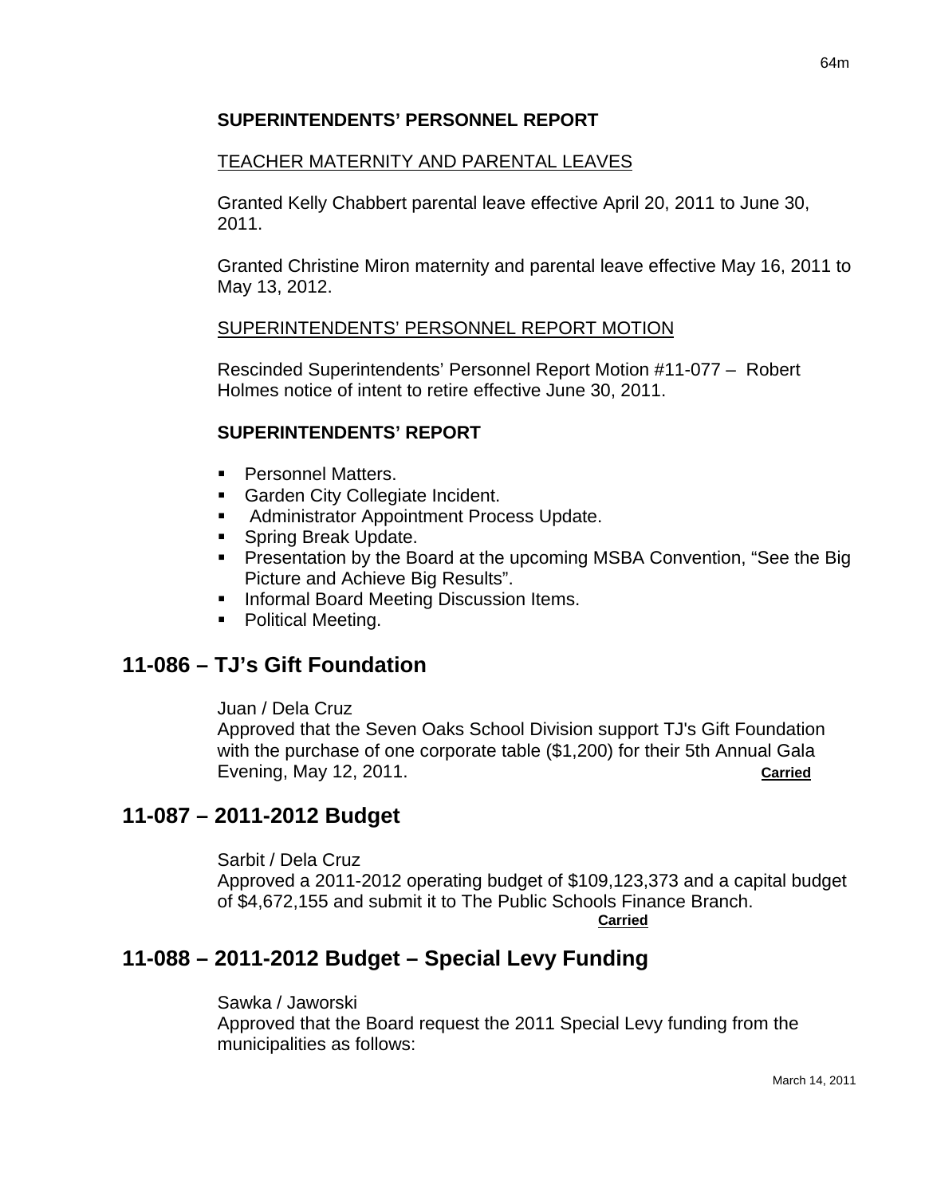**SUPERINTENDENTS' PERSONNEL REPORT**

TEACHER MATERNITY AND PARENTAL LEAVES

Granted Kelly Chabbert parental leave effective April 20, 2011 to June 30, 2011.

Granted Christine Miron maternity and parental leave effective May 16, 2011 to May 13, 2012.

SUPERINTENDENTS' PERSONNEL REPORT MOTION

Rescinded Superintendents' Personnel Report Motion #11-077 – Robert Holmes notice of intent to retire effective June 30, 2011.

**SUPERINTENDENTS' REPORT**

- Personnel Matters.
- Garden City Collegiate Incident.
- Administrator Appointment Process Update.
- Spring Break Update.
- Presentation by the Board at the upcoming MSBA Convention, "See the Big Picture and Achieve Big Results".
- Informal Board Meeting Discussion Items.
- Political Meeting.

## 11-086 – TJ's Gift Foundation

Juan / Dela Cruz
Approved that the Seven Oaks School Division support TJ's Gift Foundation with the purchase of one corporate table ($1,200) for their 5th Annual Gala Evening, May 12, 2011. **Carried**

## 11-087 – 2011-2012 Budget

Sarbit / Dela Cruz
Approved a 2011-2012 operating budget of $109,123,373 and a capital budget of $4,672,155 and submit it to The Public Schools Finance Branch.
**Carried**

## 11-088 – 2011-2012 Budget – Special Levy Funding

Sawka / Jaworski
Approved that the Board request the 2011 Special Levy funding from the municipalities as follows: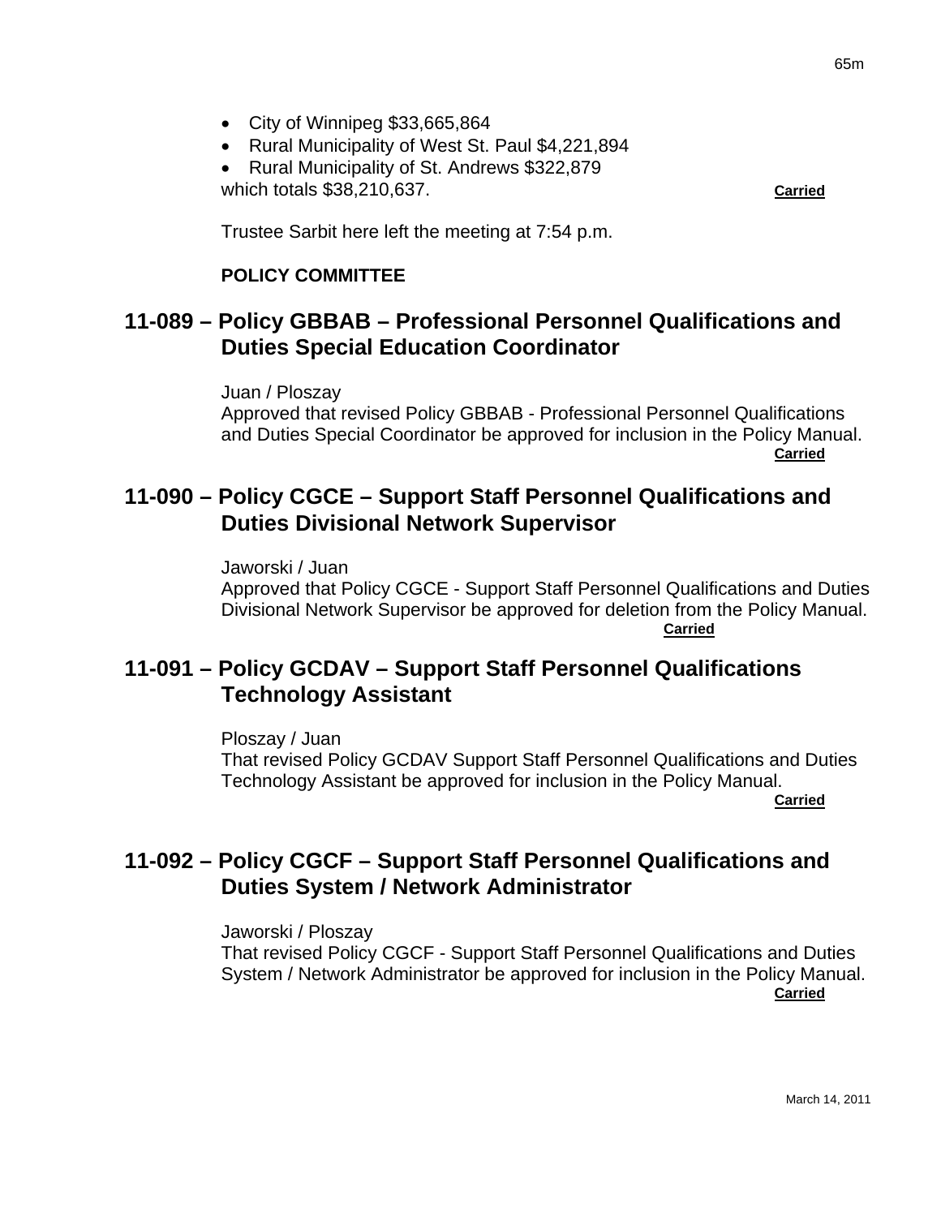- City of Winnipeg $33,665,864
- Rural Municipality of West St. Paul $4,221,894
- Rural Municipality of St. Andrews $322,879

which totals $38,210,637. **Carried**

Trustee Sarbit here left the meeting at 7:54 p.m.

**POLICY COMMITTEE**

## 11-089 – Policy GBBAB – Professional Personnel Qualifications and Duties Special Education Coordinator

Juan / Ploszay
Approved that revised Policy GBBAB - Professional Personnel Qualifications and Duties Special Coordinator be approved for inclusion in the Policy Manual.
**Carried**

## 11-090 – Policy CGCE – Support Staff Personnel Qualifications and Duties Divisional Network Supervisor

Jaworski / Juan
Approved that Policy CGCE - Support Staff Personnel Qualifications and Duties Divisional Network Supervisor be approved for deletion from the Policy Manual.
**Carried**

## 11-091 – Policy GCDAV – Support Staff Personnel Qualifications Technology Assistant

Ploszay / Juan
That revised Policy GCDAV Support Staff Personnel Qualifications and Duties Technology Assistant be approved for inclusion in the Policy Manual.
**Carried**

## 11-092 – Policy CGCF – Support Staff Personnel Qualifications and Duties System / Network Administrator

Jaworski / Ploszay
That revised Policy CGCF - Support Staff Personnel Qualifications and Duties System / Network Administrator be approved for inclusion in the Policy Manual.
**Carried**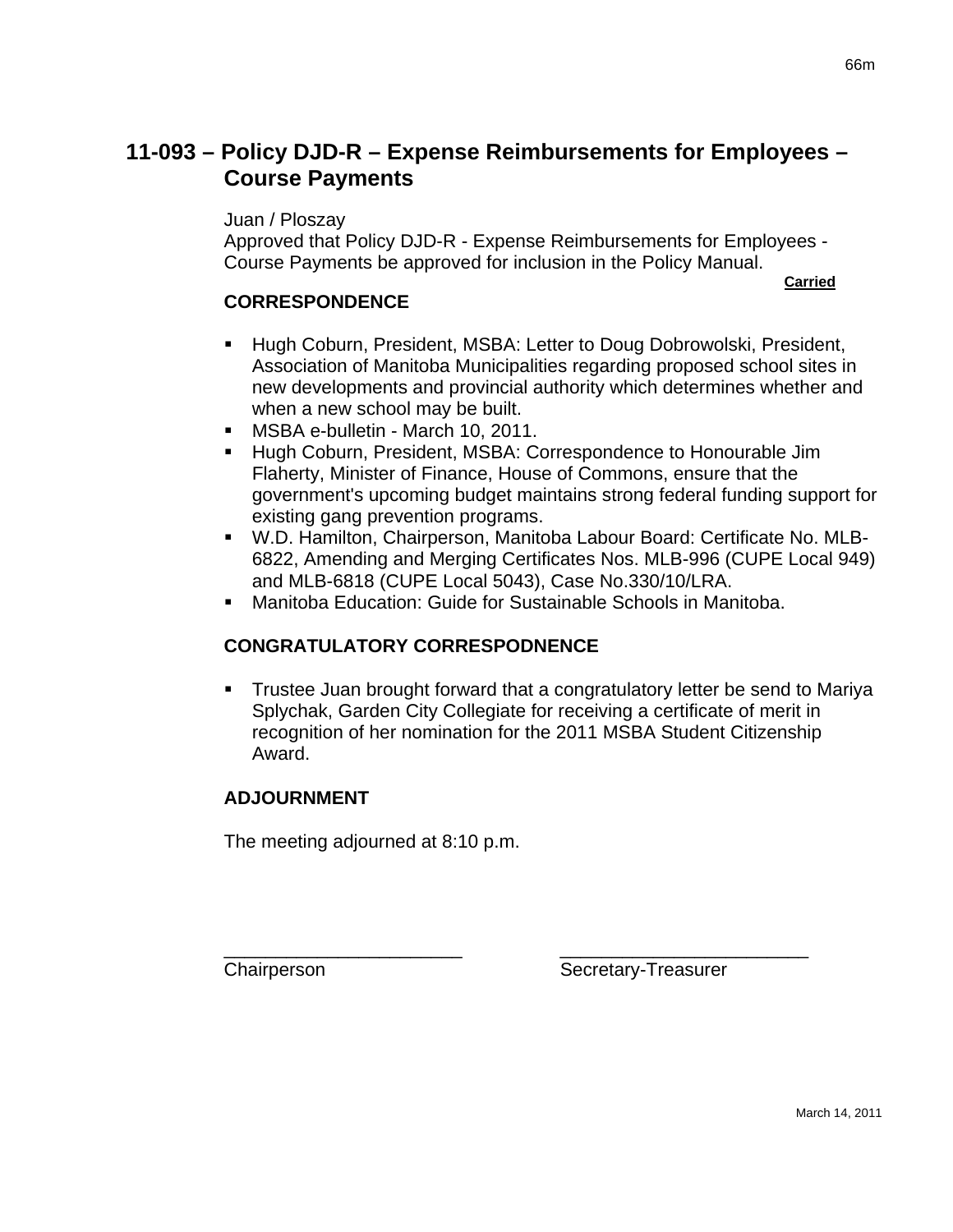## 11-093 – Policy DJD-R – Expense Reimbursements for Employees – Course Payments

Juan / Ploszay
Approved that Policy DJD-R - Expense Reimbursements for Employees - Course Payments be approved for inclusion in the Policy Manual.

**Carried**

**CORRESPONDENCE**

- Hugh Coburn, President, MSBA: Letter to Doug Dobrowolski, President, Association of Manitoba Municipalities regarding proposed school sites in new developments and provincial authority which determines whether and when a new school may be built.
- MSBA e-bulletin - March 10, 2011.
- Hugh Coburn, President, MSBA: Correspondence to Honourable Jim Flaherty, Minister of Finance, House of Commons, ensure that the government's upcoming budget maintains strong federal funding support for existing gang prevention programs.
- W.D. Hamilton, Chairperson, Manitoba Labour Board: Certificate No. MLB-6822, Amending and Merging Certificates Nos. MLB-996 (CUPE Local 949) and MLB-6818 (CUPE Local 5043), Case No.330/10/LRA.
- Manitoba Education: Guide for Sustainable Schools in Manitoba.

**CONGRATULATORY CORRESPODNENCE**

- Trustee Juan brought forward that a congratulatory letter be send to Mariya Splychak, Garden City Collegiate for receiving a certificate of merit in recognition of her nomination for the 2011 MSBA Student Citizenship Award.

**ADJOURNMENT**

The meeting adjourned at 8:10 p.m.

\_\_\_\_\_\_\_\_\_\_\_\_\_\_\_\_\_\_\_\_\_\_\_ \_\_\_\_\_\_\_\_\_\_\_\_\_\_\_\_\_\_\_\_\_\_\_\_

Chairperson Secretary-Treasurer